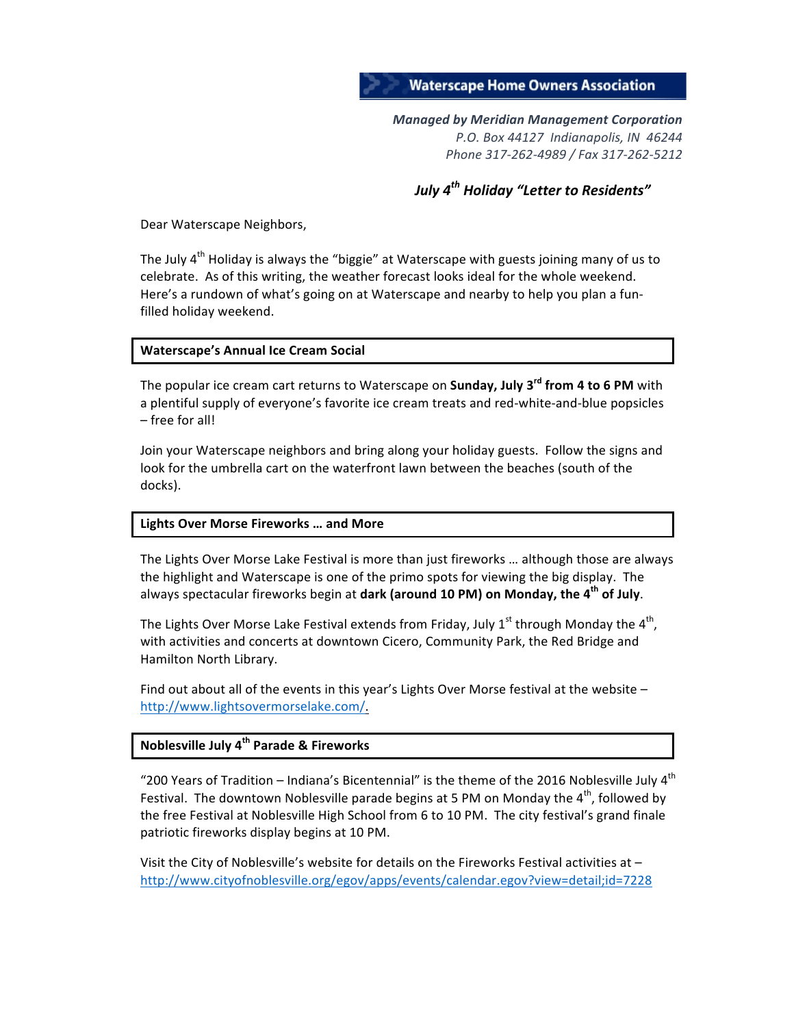**Waterscape Home Owners Association**

***Managed by Meridian Management Corporation***
*P.O. Box 44127 Indianapolis, IN 46244*
*Phone 317-262-4989 / Fax 317-262-5212*

## *July 4th Holiday "Letter to Residents"*

Dear Waterscape Neighbors,

The July 4th Holiday is always the "biggie" at Waterscape with guests joining many of us to celebrate. As of this writing, the weather forecast looks ideal for the whole weekend. Here's a rundown of what's going on at Waterscape and nearby to help you plan a fun-filled holiday weekend.

### Waterscape's Annual Ice Cream Social

The popular ice cream cart returns to Waterscape on **Sunday, July 3rd from 4 to 6 PM** with a plentiful supply of everyone's favorite ice cream treats and red-white-and-blue popsicles – free for all!

Join your Waterscape neighbors and bring along your holiday guests. Follow the signs and look for the umbrella cart on the waterfront lawn between the beaches (south of the docks).

### Lights Over Morse Fireworks … and More

The Lights Over Morse Lake Festival is more than just fireworks … although those are always the highlight and Waterscape is one of the primo spots for viewing the big display. The always spectacular fireworks begin at **dark (around 10 PM) on Monday, the 4th of July**.

The Lights Over Morse Lake Festival extends from Friday, July 1st through Monday the 4th, with activities and concerts at downtown Cicero, Community Park, the Red Bridge and Hamilton North Library.

Find out about all of the events in this year's Lights Over Morse festival at the website – [http://www.lightsovermorselake.com/](http://www.lightsovermorselake.com/).

### Noblesville July 4th Parade & Fireworks

"200 Years of Tradition – Indiana's Bicentennial" is the theme of the 2016 Noblesville July 4th Festival. The downtown Noblesville parade begins at 5 PM on Monday the 4th, followed by the free Festival at Noblesville High School from 6 to 10 PM. The city festival's grand finale patriotic fireworks display begins at 10 PM.

Visit the City of Noblesville's website for details on the Fireworks Festival activities at – [http://www.cityofnoblesville.org/egov/apps/events/calendar.egov?view=detail;id=7228](http://www.cityofnoblesville.org/egov/apps/events/calendar.egov?view=detail;id=7228)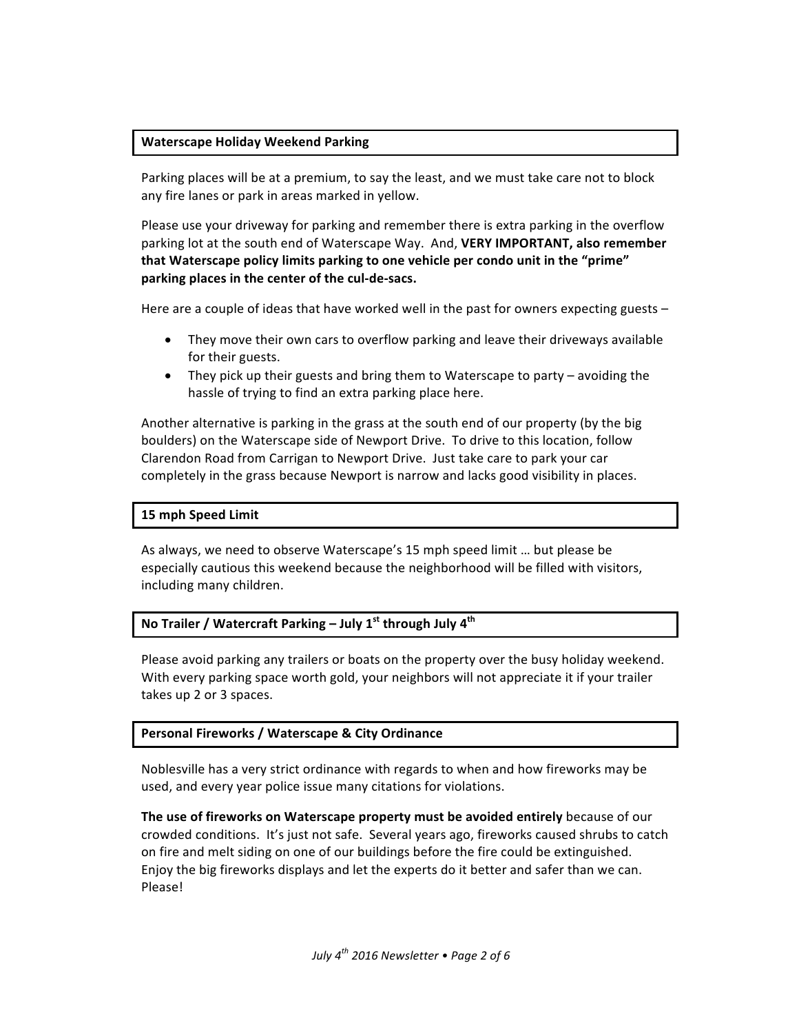## Waterscape Holiday Weekend Parking

Parking places will be at a premium, to say the least, and we must take care not to block any fire lanes or park in areas marked in yellow.

Please use your driveway for parking and remember there is extra parking in the overflow parking lot at the south end of Waterscape Way. And, **VERY IMPORTANT, also remember that Waterscape policy limits parking to one vehicle per condo unit in the "prime" parking places in the center of the cul-de-sacs.**

Here are a couple of ideas that have worked well in the past for owners expecting guests –

- They move their own cars to overflow parking and leave their driveways available for their guests.
- They pick up their guests and bring them to Waterscape to party – avoiding the hassle of trying to find an extra parking place here.

Another alternative is parking in the grass at the south end of our property (by the big boulders) on the Waterscape side of Newport Drive. To drive to this location, follow Clarendon Road from Carrigan to Newport Drive. Just take care to park your car completely in the grass because Newport is narrow and lacks good visibility in places.

## 15 mph Speed Limit

As always, we need to observe Waterscape's 15 mph speed limit … but please be especially cautious this weekend because the neighborhood will be filled with visitors, including many children.

## No Trailer / Watercraft Parking – July 1st through July 4th

Please avoid parking any trailers or boats on the property over the busy holiday weekend. With every parking space worth gold, your neighbors will not appreciate it if your trailer takes up 2 or 3 spaces.

## Personal Fireworks / Waterscape & City Ordinance

Noblesville has a very strict ordinance with regards to when and how fireworks may be used, and every year police issue many citations for violations.

**The use of fireworks on Waterscape property must be avoided entirely** because of our crowded conditions. It's just not safe. Several years ago, fireworks caused shrubs to catch on fire and melt siding on one of our buildings before the fire could be extinguished. Enjoy the big fireworks displays and let the experts do it better and safer than we can. Please!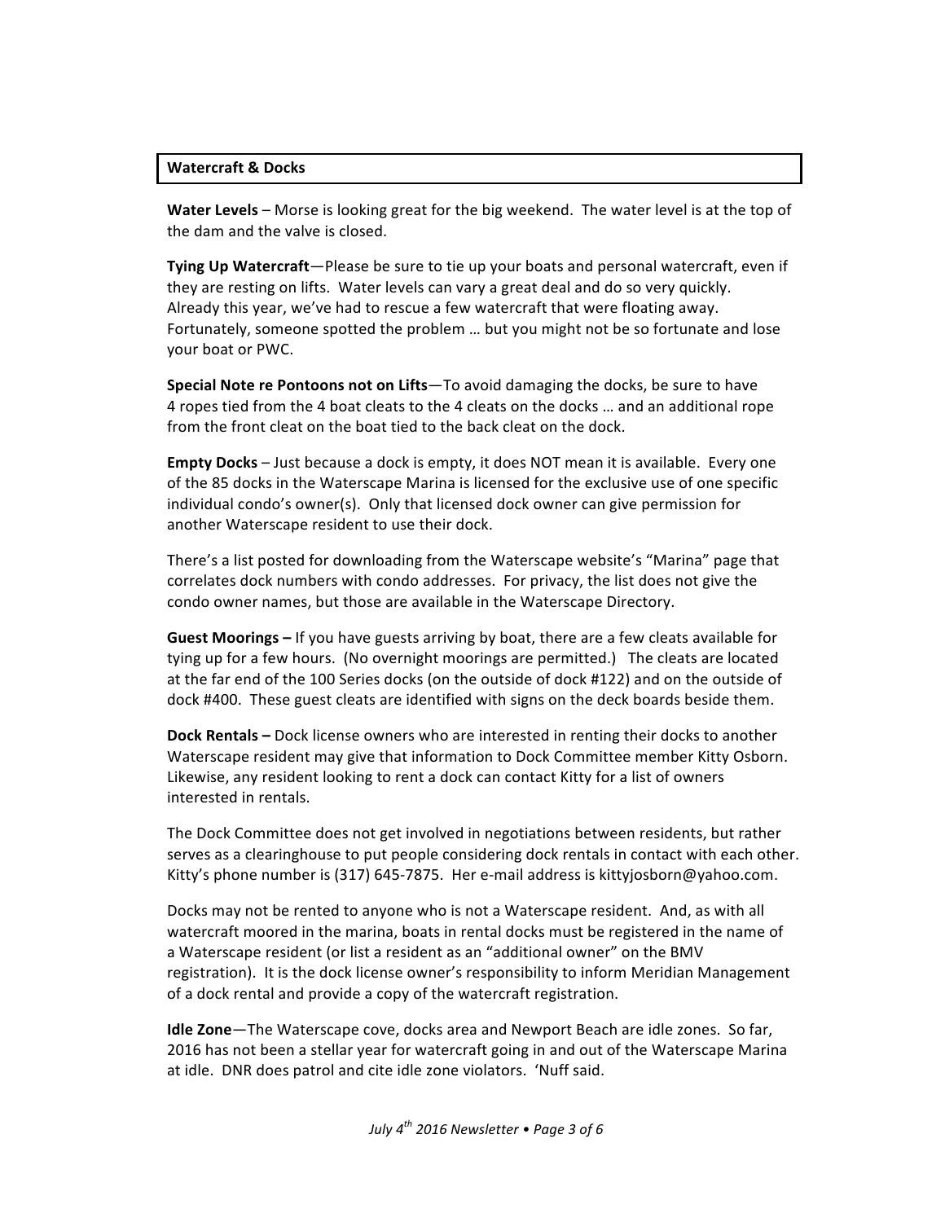## Watercraft & Docks

**Water Levels** – Morse is looking great for the big weekend. The water level is at the top of the dam and the valve is closed.

**Tying Up Watercraft**—Please be sure to tie up your boats and personal watercraft, even if they are resting on lifts. Water levels can vary a great deal and do so very quickly. Already this year, we've had to rescue a few watercraft that were floating away. Fortunately, someone spotted the problem … but you might not be so fortunate and lose your boat or PWC.

**Special Note re Pontoons not on Lifts**—To avoid damaging the docks, be sure to have 4 ropes tied from the 4 boat cleats to the 4 cleats on the docks … and an additional rope from the front cleat on the boat tied to the back cleat on the dock.

**Empty Docks** – Just because a dock is empty, it does NOT mean it is available. Every one of the 85 docks in the Waterscape Marina is licensed for the exclusive use of one specific individual condo's owner(s). Only that licensed dock owner can give permission for another Waterscape resident to use their dock.

There's a list posted for downloading from the Waterscape website's "Marina" page that correlates dock numbers with condo addresses. For privacy, the list does not give the condo owner names, but those are available in the Waterscape Directory.

**Guest Moorings –** If you have guests arriving by boat, there are a few cleats available for tying up for a few hours. (No overnight moorings are permitted.) The cleats are located at the far end of the 100 Series docks (on the outside of dock #122) and on the outside of dock #400. These guest cleats are identified with signs on the deck boards beside them.

**Dock Rentals –** Dock license owners who are interested in renting their docks to another Waterscape resident may give that information to Dock Committee member Kitty Osborn. Likewise, any resident looking to rent a dock can contact Kitty for a list of owners interested in rentals.

The Dock Committee does not get involved in negotiations between residents, but rather serves as a clearinghouse to put people considering dock rentals in contact with each other. Kitty's phone number is (317) 645-7875. Her e-mail address is kittyjosborn@yahoo.com.

Docks may not be rented to anyone who is not a Waterscape resident. And, as with all watercraft moored in the marina, boats in rental docks must be registered in the name of a Waterscape resident (or list a resident as an "additional owner" on the BMV registration). It is the dock license owner's responsibility to inform Meridian Management of a dock rental and provide a copy of the watercraft registration.

**Idle Zone**—The Waterscape cove, docks area and Newport Beach are idle zones. So far, 2016 has not been a stellar year for watercraft going in and out of the Waterscape Marina at idle. DNR does patrol and cite idle zone violators. 'Nuff said.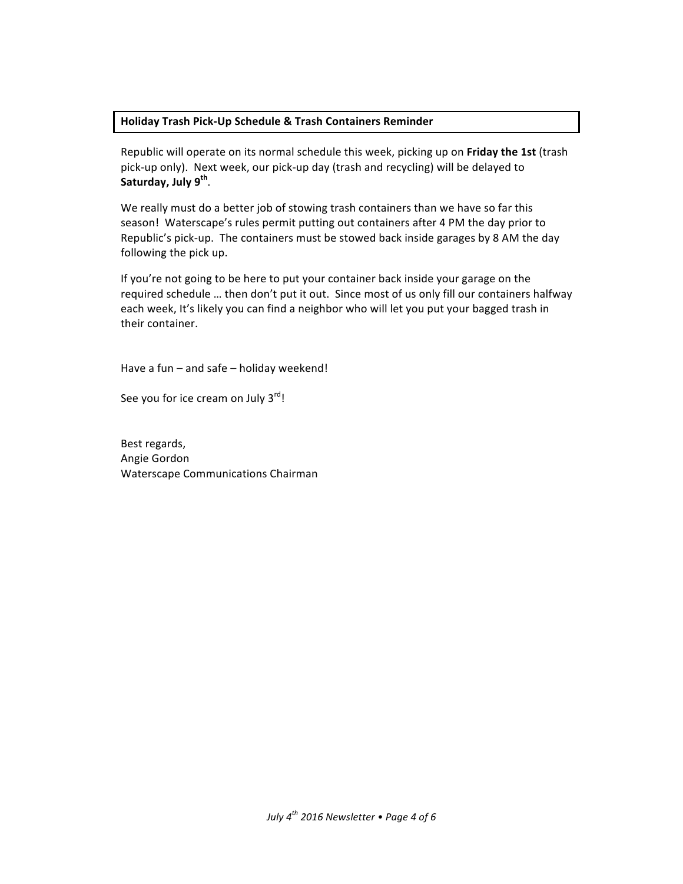**Holiday Trash Pick-Up Schedule & Trash Containers Reminder**

Republic will operate on its normal schedule this week, picking up on **Friday the 1st** (trash pick-up only). Next week, our pick-up day (trash and recycling) will be delayed to **Saturday, July 9th**.

We really must do a better job of stowing trash containers than we have so far this season! Waterscape's rules permit putting out containers after 4 PM the day prior to Republic's pick-up. The containers must be stowed back inside garages by 8 AM the day following the pick up.

If you're not going to be here to put your container back inside your garage on the required schedule … then don't put it out. Since most of us only fill our containers halfway each week, It's likely you can find a neighbor who will let you put your bagged trash in their container.

Have a fun – and safe – holiday weekend!

See you for ice cream on July 3rd!

Best regards,
Angie Gordon
Waterscape Communications Chairman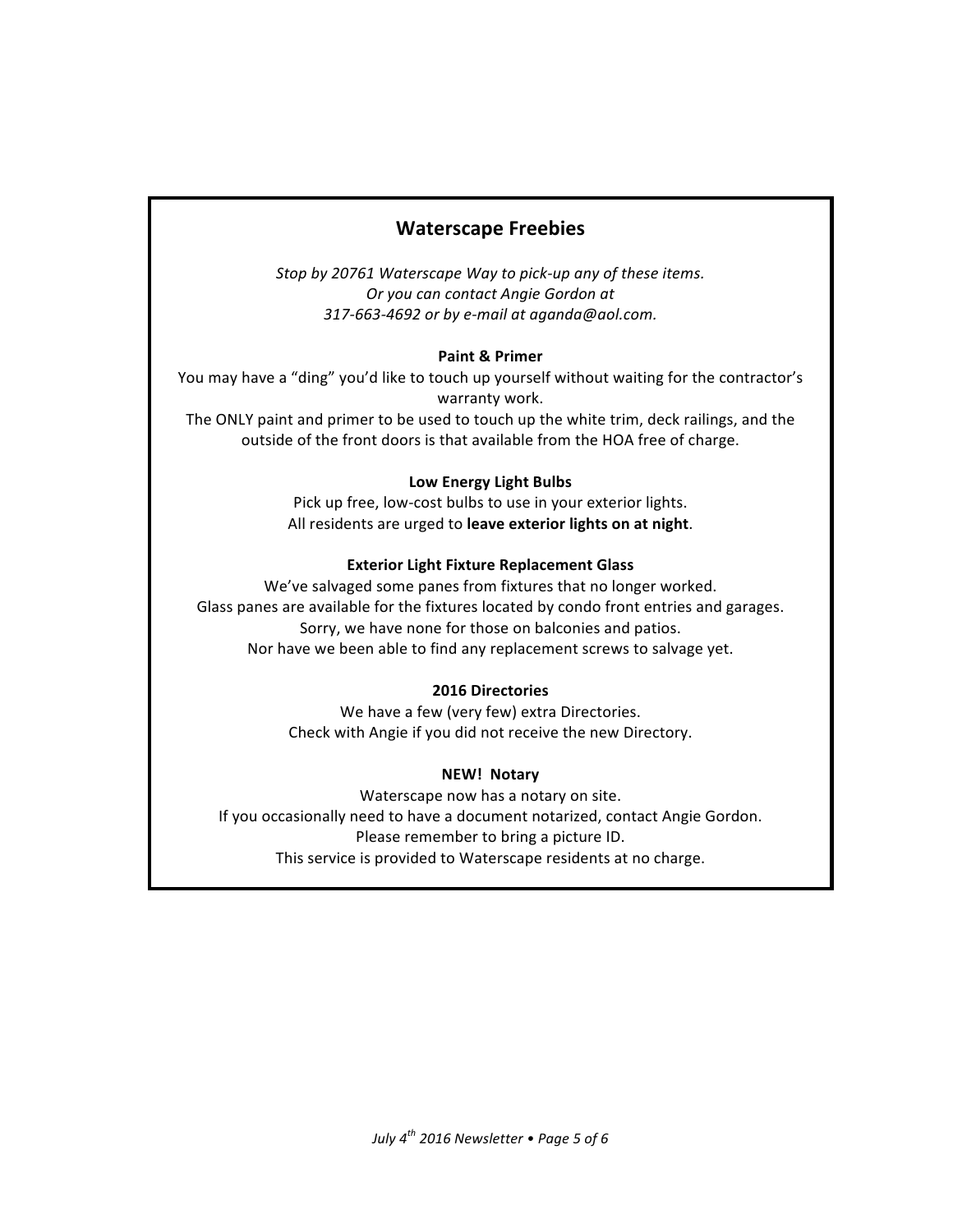## Waterscape Freebies

*Stop by 20761 Waterscape Way to pick-up any of these items.*
*Or you can contact Angie Gordon at*
*317-663-4692 or by e-mail at aganda@aol.com.*

**Paint & Primer**

You may have a "ding" you'd like to touch up yourself without waiting for the contractor's warranty work.
The ONLY paint and primer to be used to touch up the white trim, deck railings, and the outside of the front doors is that available from the HOA free of charge.

**Low Energy Light Bulbs**

Pick up free, low-cost bulbs to use in your exterior lights.
All residents are urged to **leave exterior lights on at night**.

**Exterior Light Fixture Replacement Glass**

We've salvaged some panes from fixtures that no longer worked.
Glass panes are available for the fixtures located by condo front entries and garages.
Sorry, we have none for those on balconies and patios.
Nor have we been able to find any replacement screws to salvage yet.

**2016 Directories**

We have a few (very few) extra Directories.
Check with Angie if you did not receive the new Directory.

**NEW! Notary**

Waterscape now has a notary on site.
If you occasionally need to have a document notarized, contact Angie Gordon.
Please remember to bring a picture ID.
This service is provided to Waterscape residents at no charge.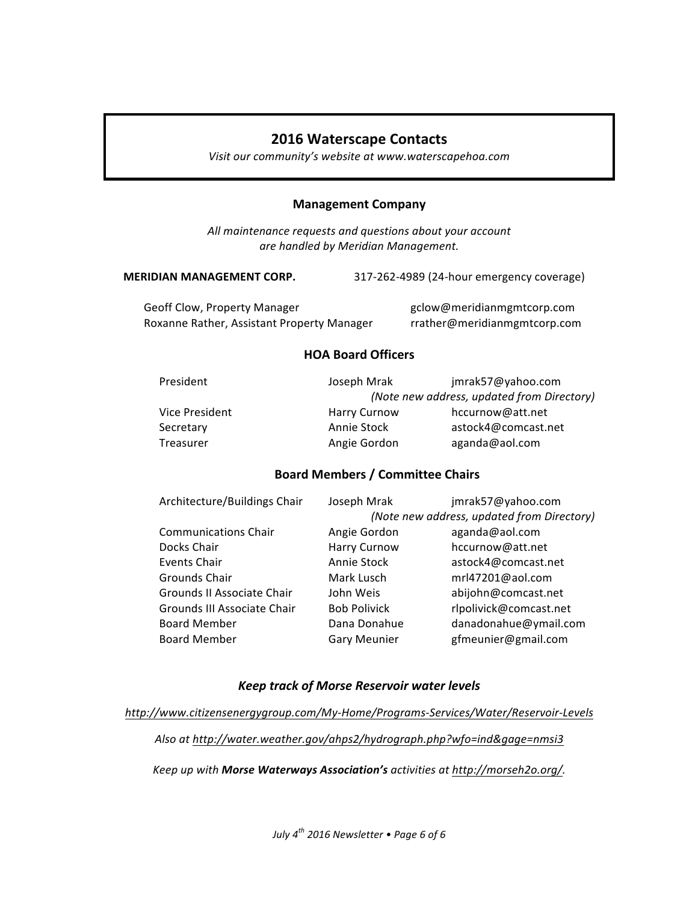## 2016 Waterscape Contacts

*Visit our community's website at www.waterscapehoa.com*

### Management Company

*All maintenance requests and questions about your account are handled by Meridian Management.*

**MERIDIAN MANAGEMENT CORP.** 317-262-4989 (24-hour emergency coverage)

| | |
|---|---|
| Geoff Clow, Property Manager | gclow@meridianmgmtcorp.com |
| Roxanne Rather, Assistant Property Manager | rrather@meridianmgmtcorp.com |

### HOA Board Officers

| | | |
|---|---|---|
| President | Joseph Mrak | jmrak57@yahoo.com |
| | *(Note new address, updated from Directory)* | |
| Vice President | Harry Curnow | hccurnow@att.net |
| Secretary | Annie Stock | astock4@comcast.net |
| Treasurer | Angie Gordon | aganda@aol.com |

### Board Members / Committee Chairs

| | | |
|---|---|---|
| Architecture/Buildings Chair | Joseph Mrak | jmrak57@yahoo.com |
| | *(Note new address, updated from Directory)* | |
| Communications Chair | Angie Gordon | aganda@aol.com |
| Docks Chair | Harry Curnow | hccurnow@att.net |
| Events Chair | Annie Stock | astock4@comcast.net |
| Grounds Chair | Mark Lusch | mrl47201@aol.com |
| Grounds II Associate Chair | John Weis | abijohn@comcast.net |
| Grounds III Associate Chair | Bob Polivick | rlpolivick@comcast.net |
| Board Member | Dana Donahue | danadonahue@ymail.com |
| Board Member | Gary Meunier | gfmeunier@gmail.com |

### *Keep track of Morse Reservoir water levels*

http://www.citizensenergygroup.com/My-Home/Programs-Services/Water/Reservoir-Levels

*Also at http://water.weather.gov/ahps2/hydrograph.php?wfo=ind&gage=nmsi3*

*Keep up with **Morse Waterways Association's** activities at http://morseh2o.org/.*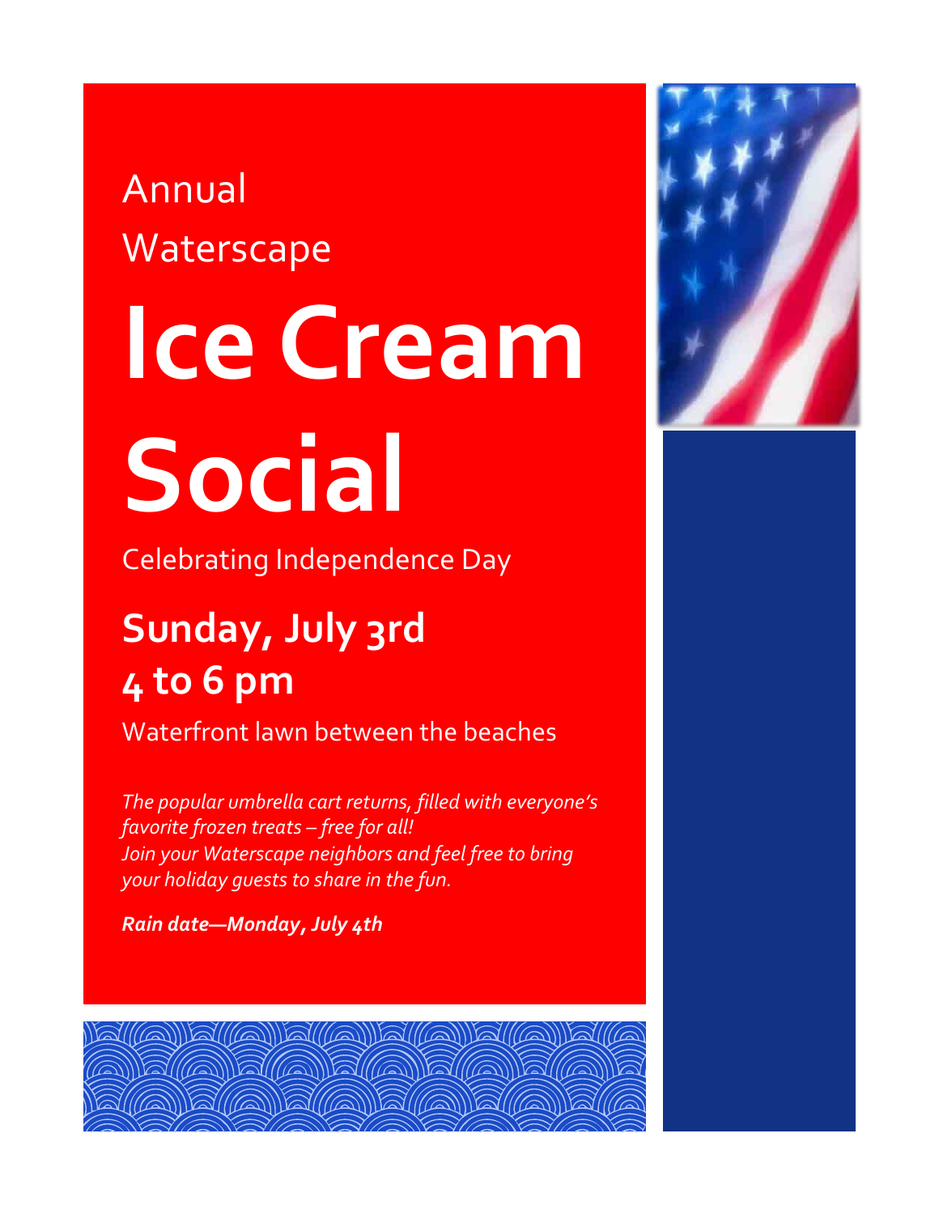Annual

Waterscape

# Ice Cream Social

Celebrating Independence Day

## Sunday, July 3rd
## 4 to 6 pm

Waterfront lawn between the beaches

*The popular umbrella cart returns, filled with everyone's favorite frozen treats – free for all!*
*Join your Waterscape neighbors and feel free to bring your holiday guests to share in the fun.*

***Rain date—Monday, July 4th***